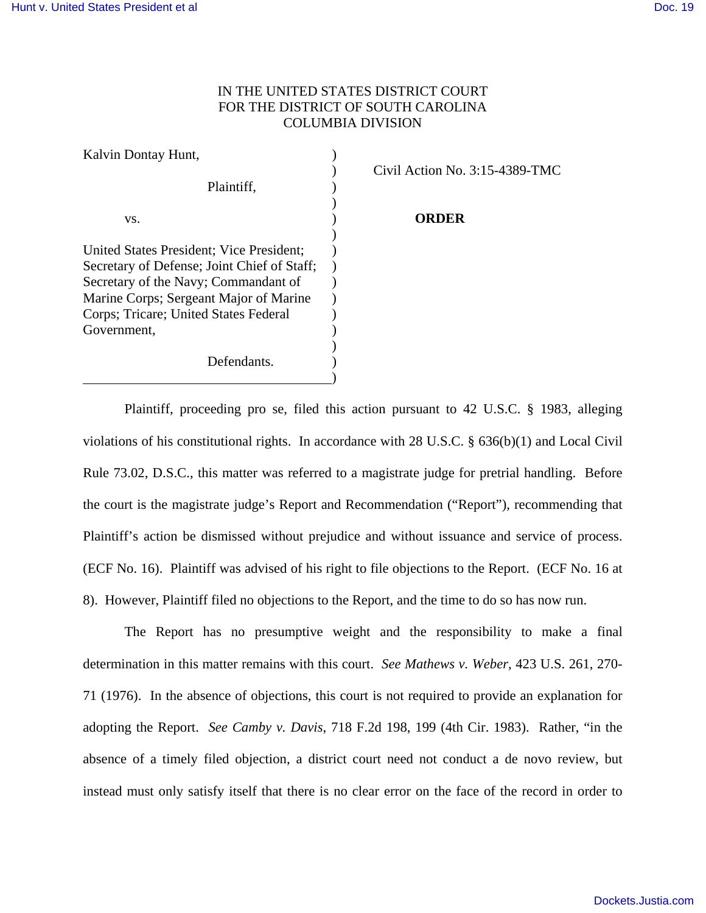IN THE UNITED STATES DISTRICT COURT
FOR THE DISTRICT OF SOUTH CAROLINA
COLUMBIA DIVISION

Kalvin Dontay Hunt,

Plaintiff,

vs.

United States President; Vice President; Secretary of Defense; Joint Chief of Staff; Secretary of the Navy; Commandant of Marine Corps; Sergeant Major of Marine Corps; Tricare; United States Federal Government,

Defendants.

Civil Action No. 3:15-4389-TMC

**ORDER**

Plaintiff, proceeding pro se, filed this action pursuant to 42 U.S.C. § 1983, alleging violations of his constitutional rights. In accordance with 28 U.S.C. § 636(b)(1) and Local Civil Rule 73.02, D.S.C., this matter was referred to a magistrate judge for pretrial handling. Before the court is the magistrate judge's Report and Recommendation ("Report"), recommending that Plaintiff's action be dismissed without prejudice and without issuance and service of process. (ECF No. 16). Plaintiff was advised of his right to file objections to the Report. (ECF No. 16 at 8). However, Plaintiff filed no objections to the Report, and the time to do so has now run.

The Report has no presumptive weight and the responsibility to make a final determination in this matter remains with this court. *See Mathews v. Weber*, 423 U.S. 261, 270-71 (1976). In the absence of objections, this court is not required to provide an explanation for adopting the Report. *See Camby v. Davis*, 718 F.2d 198, 199 (4th Cir. 1983). Rather, "in the absence of a timely filed objection, a district court need not conduct a de novo review, but instead must only satisfy itself that there is no clear error on the face of the record in order to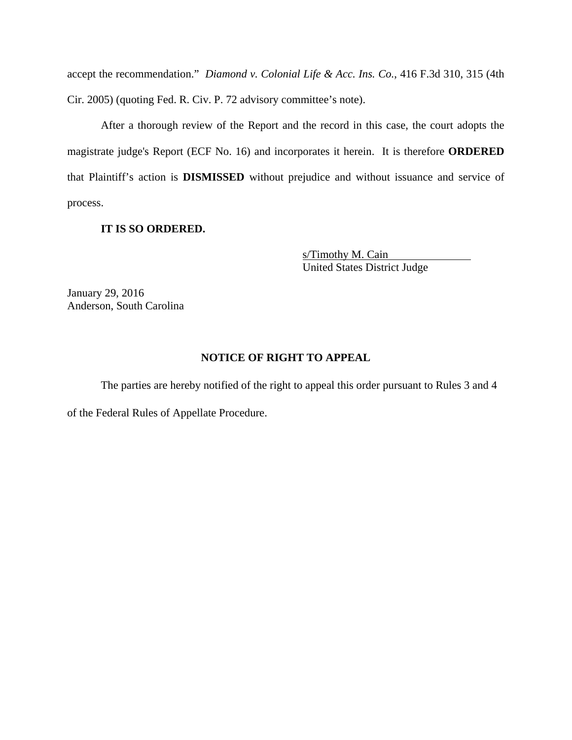accept the recommendation." *Diamond v. Colonial Life & Acc. Ins. Co.*, 416 F.3d 310, 315 (4th Cir. 2005) (quoting Fed. R. Civ. P. 72 advisory committee's note).

After a thorough review of the Report and the record in this case, the court adopts the magistrate judge's Report (ECF No. 16) and incorporates it herein. It is therefore **ORDERED** that Plaintiff's action is **DISMISSED** without prejudice and without issuance and service of process.

**IT IS SO ORDERED.**

s/Timothy M. Cain
United States District Judge

January 29, 2016
Anderson, South Carolina

**NOTICE OF RIGHT TO APPEAL**

The parties are hereby notified of the right to appeal this order pursuant to Rules 3 and 4 of the Federal Rules of Appellate Procedure.